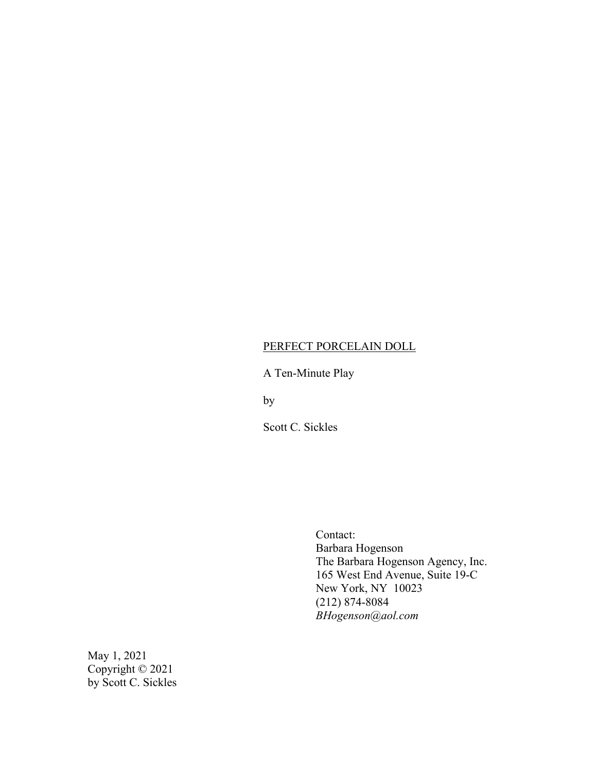<u>PERFECT PORCELAIN DOLL</u>

A Ten-Minute Play

by

Scott C. Sickles

Contact:
Barbara Hogenson
The Barbara Hogenson Agency, Inc.
165 West End Avenue, Suite 19-C
New York, NY 10023
(212) 874-8084
*BHogenson@aol.com*

May 1, 2021
Copyright © 2021
by Scott C. Sickles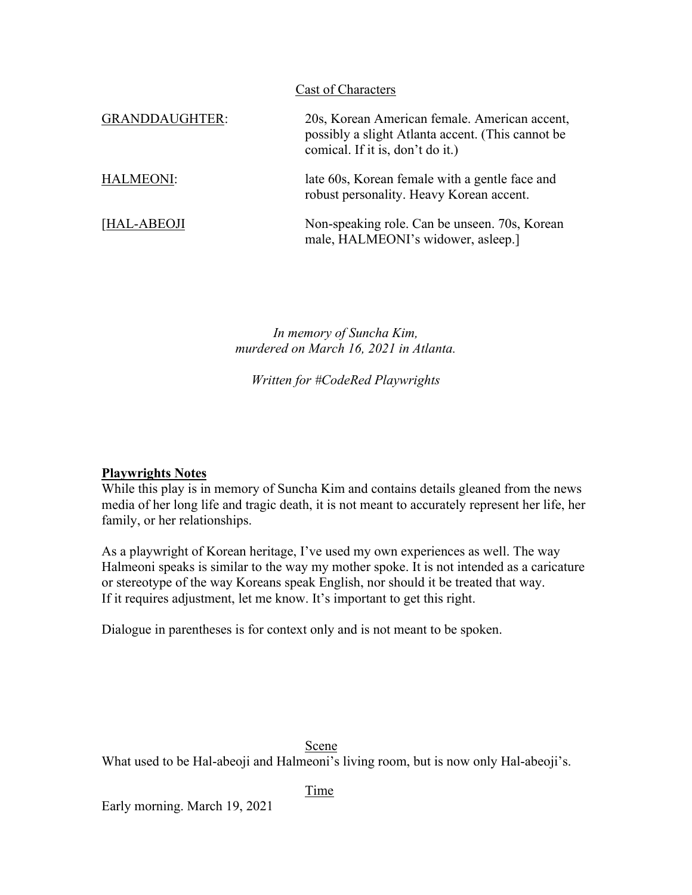<u>Cast of Characters</u>

| | |
|---|---|
| <u>GRANDDAUGHTER</u>: | 20s, Korean American female. American accent, possibly a slight Atlanta accent. (This cannot be comical. If it is, don't do it.) |
| <u>HALMEONI</u>: | late 60s, Korean female with a gentle face and robust personality. Heavy Korean accent. |
| [<u>HAL-ABEOJI</u> | Non-speaking role. Can be unseen. 70s, Korean male, HALMEONI's widower, asleep.] |

*In memory of Suncha Kim,*
*murdered on March 16, 2021 in Atlanta.*

*Written for #CodeRed Playwrights*

**<u>Playwrights Notes</u>**

While this play is in memory of Suncha Kim and contains details gleaned from the news media of her long life and tragic death, it is not meant to accurately represent her life, her family, or her relationships.

As a playwright of Korean heritage, I've used my own experiences as well. The way Halmeoni speaks is similar to the way my mother spoke. It is not intended as a caricature or stereotype of the way Koreans speak English, nor should it be treated that way.
If it requires adjustment, let me know. It's important to get this right.

Dialogue in parentheses is for context only and is not meant to be spoken.

<u>Scene</u>

What used to be Hal-abeoji and Halmeoni's living room, but is now only Hal-abeoji's.

<u>Time</u>

Early morning. March 19, 2021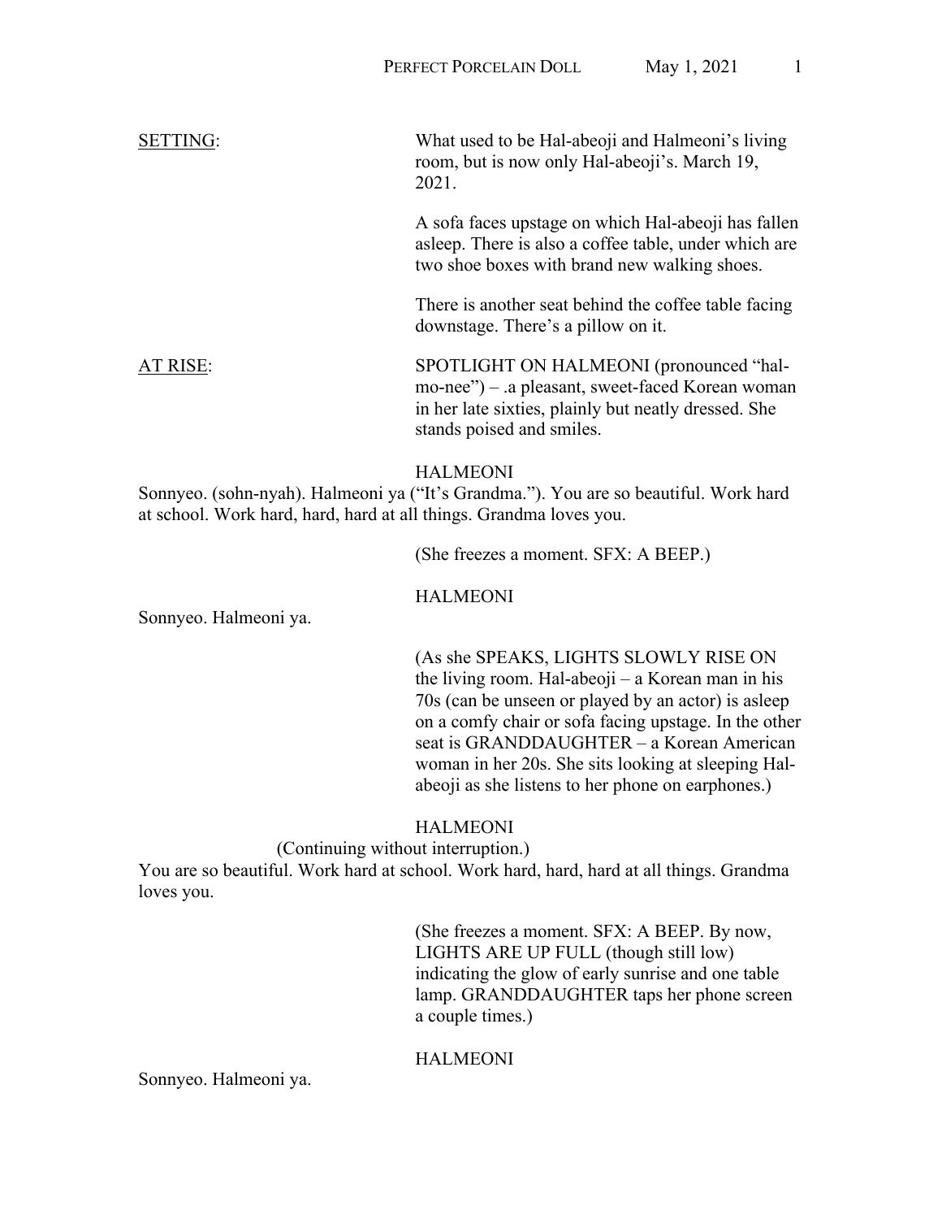SETTING: What used to be Hal-abeoji and Halmeoni's living room, but is now only Hal-abeoji's. March 19, 2021.

A sofa faces upstage on which Hal-abeoji has fallen asleep. There is also a coffee table, under which are two shoe boxes with brand new walking shoes.

There is another seat behind the coffee table facing downstage. There's a pillow on it.

AT RISE: SPOTLIGHT ON HALMEONI (pronounced "hal-mo-nee") – .a pleasant, sweet-faced Korean woman in her late sixties, plainly but neatly dressed. She stands poised and smiles.

HALMEONI

Sonnyeo. (sohn-nyah). Halmeoni ya ("It's Grandma."). You are so beautiful. Work hard at school. Work hard, hard, hard at all things. Grandma loves you.

(She freezes a moment. SFX: A BEEP.)

HALMEONI

Sonnyeo. Halmeoni ya.

(As she SPEAKS, LIGHTS SLOWLY RISE ON the living room. Hal-abeoji – a Korean man in his 70s (can be unseen or played by an actor) is asleep on a comfy chair or sofa facing upstage. In the other seat is GRANDDAUGHTER – a Korean American woman in her 20s. She sits looking at sleeping Hal-abeoji as she listens to her phone on earphones.)

HALMEONI

(Continuing without interruption.)

You are so beautiful. Work hard at school. Work hard, hard, hard at all things. Grandma loves you.

(She freezes a moment. SFX: A BEEP. By now, LIGHTS ARE UP FULL (though still low) indicating the glow of early sunrise and one table lamp. GRANDDAUGHTER taps her phone screen a couple times.)

HALMEONI

Sonnyeo. Halmeoni ya.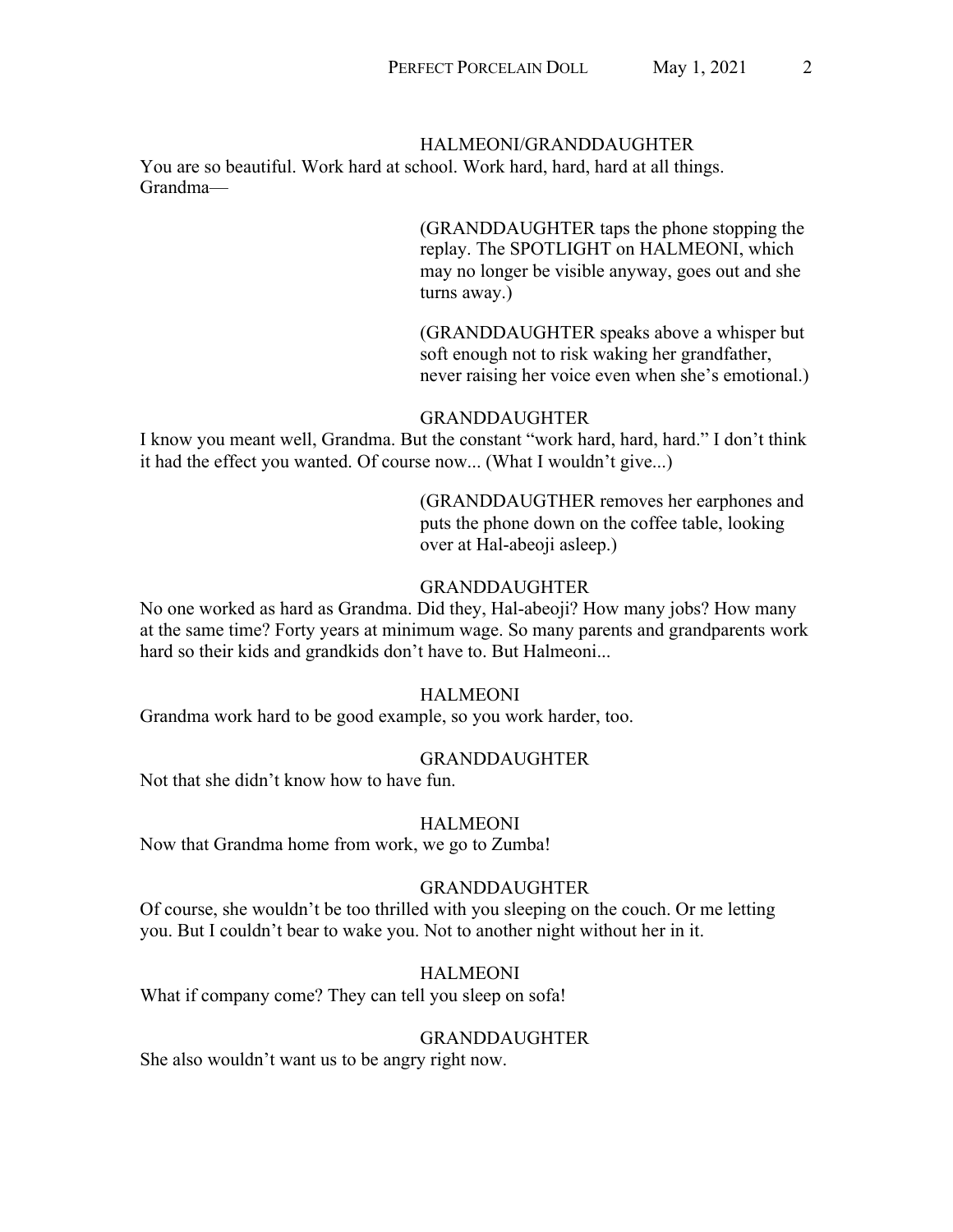HALMEONI/GRANDDAUGHTER

You are so beautiful. Work hard at school. Work hard, hard, hard at all things. Grandma—

(GRANDDAUGHTER taps the phone stopping the replay. The SPOTLIGHT on HALMEONI, which may no longer be visible anyway, goes out and she turns away.)

(GRANDDAUGHTER speaks above a whisper but soft enough not to risk waking her grandfather, never raising her voice even when she's emotional.)

GRANDDAUGHTER

I know you meant well, Grandma. But the constant "work hard, hard, hard." I don't think it had the effect you wanted. Of course now... (What I wouldn't give...)

(GRANDDAUGTHER removes her earphones and puts the phone down on the coffee table, looking over at Hal-abeoji asleep.)

GRANDDAUGHTER

No one worked as hard as Grandma. Did they, Hal-abeoji? How many jobs? How many at the same time? Forty years at minimum wage. So many parents and grandparents work hard so their kids and grandkids don't have to. But Halmeoni...

HALMEONI

Grandma work hard to be good example, so you work harder, too.

GRANDDAUGHTER

Not that she didn't know how to have fun.

HALMEONI

Now that Grandma home from work, we go to Zumba!

GRANDDAUGHTER

Of course, she wouldn't be too thrilled with you sleeping on the couch. Or me letting you. But I couldn't bear to wake you. Not to another night without her in it.

HALMEONI

What if company come? They can tell you sleep on sofa!

GRANDDAUGHTER

She also wouldn't want us to be angry right now.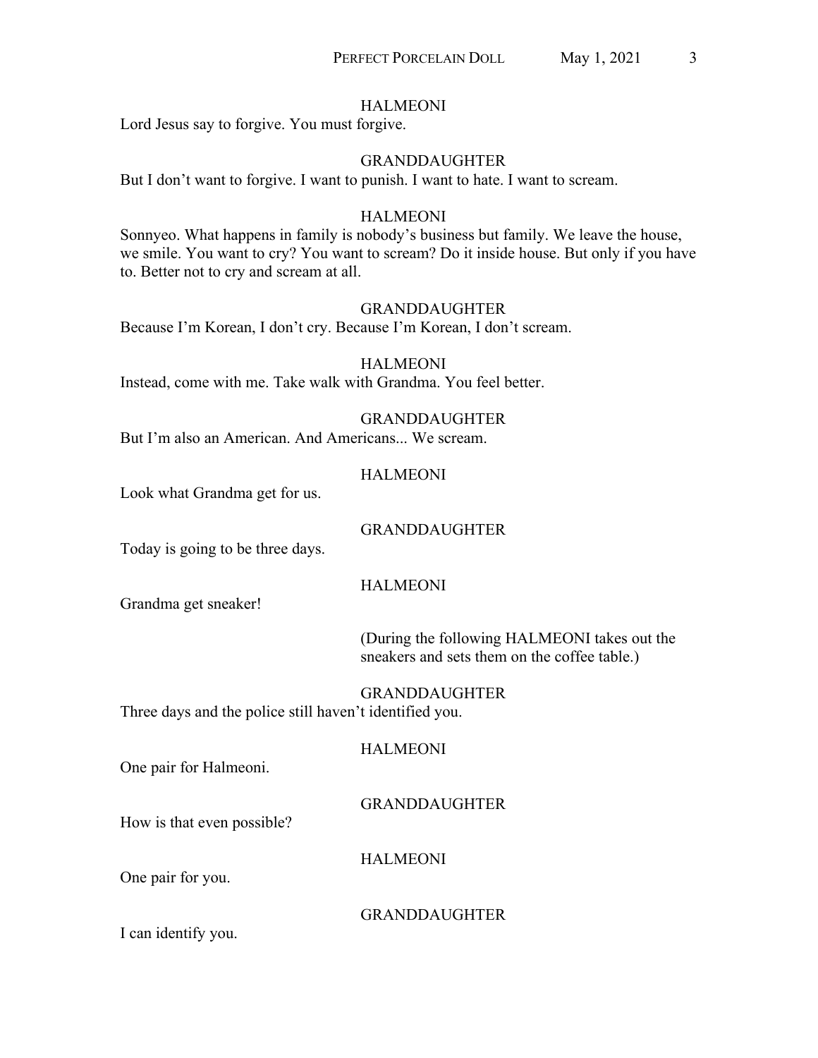HALMEONI

Lord Jesus say to forgive. You must forgive.

GRANDDAUGHTER

But I don't want to forgive. I want to punish. I want to hate. I want to scream.

HALMEONI

Sonnyeo. What happens in family is nobody's business but family. We leave the house, we smile. You want to cry? You want to scream? Do it inside house. But only if you have to. Better not to cry and scream at all.

GRANDDAUGHTER

Because I'm Korean, I don't cry. Because I'm Korean, I don't scream.

HALMEONI

Instead, come with me. Take walk with Grandma. You feel better.

GRANDDAUGHTER

But I'm also an American. And Americans... We scream.

HALMEONI

Look what Grandma get for us.

GRANDDAUGHTER

Today is going to be three days.

HALMEONI

Grandma get sneaker!

(During the following HALMEONI takes out the sneakers and sets them on the coffee table.)

GRANDDAUGHTER

Three days and the police still haven't identified you.

HALMEONI

One pair for Halmeoni.

GRANDDAUGHTER

How is that even possible?

HALMEONI

One pair for you.

GRANDDAUGHTER

I can identify you.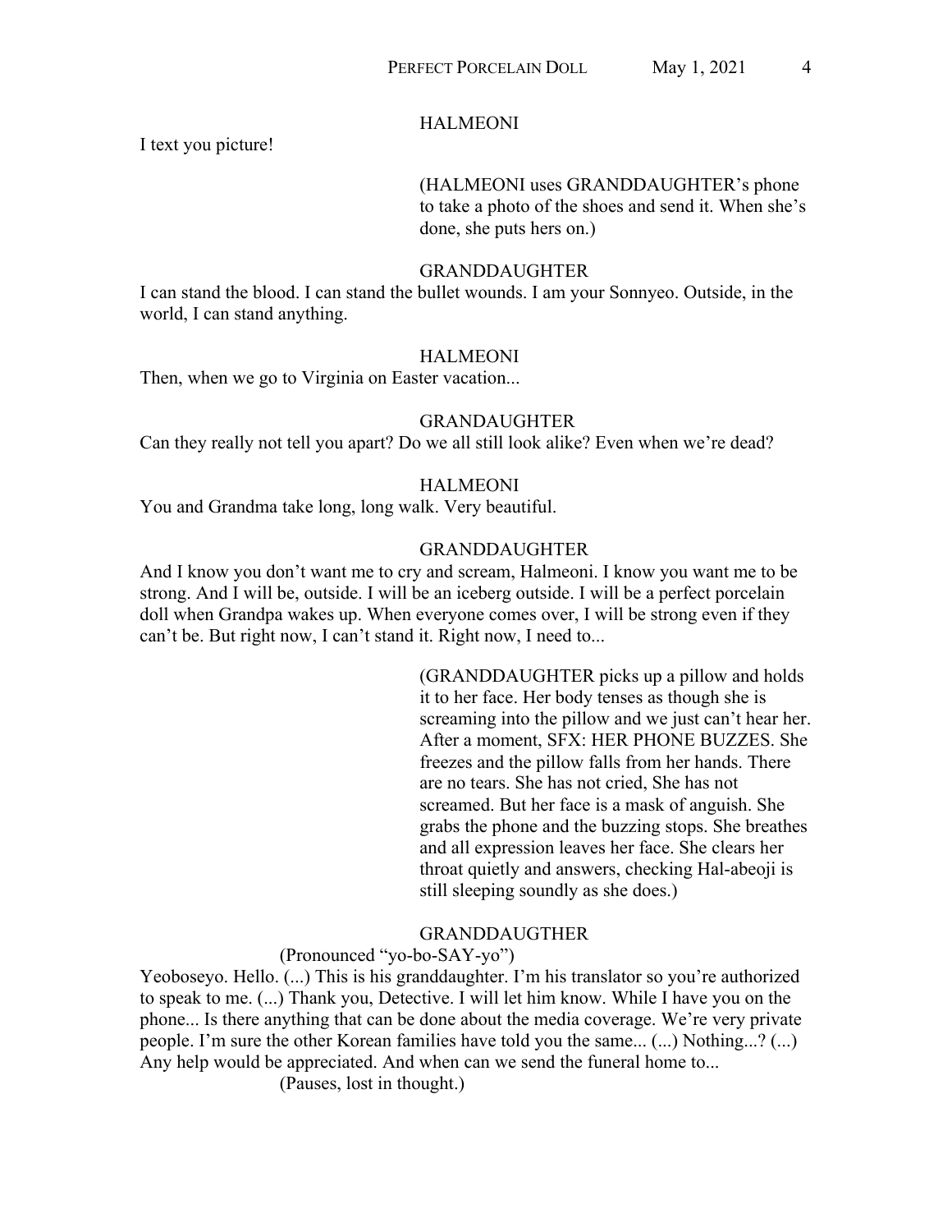HALMEONI

I text you picture!

(HALMEONI uses GRANDDAUGHTER's phone to take a photo of the shoes and send it. When she's done, she puts hers on.)

GRANDDAUGHTER

I can stand the blood. I can stand the bullet wounds. I am your Sonnyeo. Outside, in the world, I can stand anything.

HALMEONI

Then, when we go to Virginia on Easter vacation...

GRANDAUGHTER

Can they really not tell you apart? Do we all still look alike? Even when we're dead?

HALMEONI

You and Grandma take long, long walk. Very beautiful.

GRANDDAUGHTER

And I know you don't want me to cry and scream, Halmeoni. I know you want me to be strong. And I will be, outside. I will be an iceberg outside. I will be a perfect porcelain doll when Grandpa wakes up. When everyone comes over, I will be strong even if they can't be. But right now, I can't stand it. Right now, I need to...

(GRANDDAUGHTER picks up a pillow and holds it to her face. Her body tenses as though she is screaming into the pillow and we just can't hear her. After a moment, SFX: HER PHONE BUZZES. She freezes and the pillow falls from her hands. There are no tears. She has not cried, She has not screamed. But her face is a mask of anguish. She grabs the phone and the buzzing stops. She breathes and all expression leaves her face. She clears her throat quietly and answers, checking Hal-abeoji is still sleeping soundly as she does.)

GRANDDAUGTHER

(Pronounced "yo-bo-SAY-yo")

Yeoboseyo. Hello. (...) This is his granddaughter. I'm his translator so you're authorized to speak to me. (...) Thank you, Detective. I will let him know. While I have you on the phone... Is there anything that can be done about the media coverage. We're very private people. I'm sure the other Korean families have told you the same... (...) Nothing...? (...) Any help would be appreciated. And when can we send the funeral home to...

(Pauses, lost in thought.)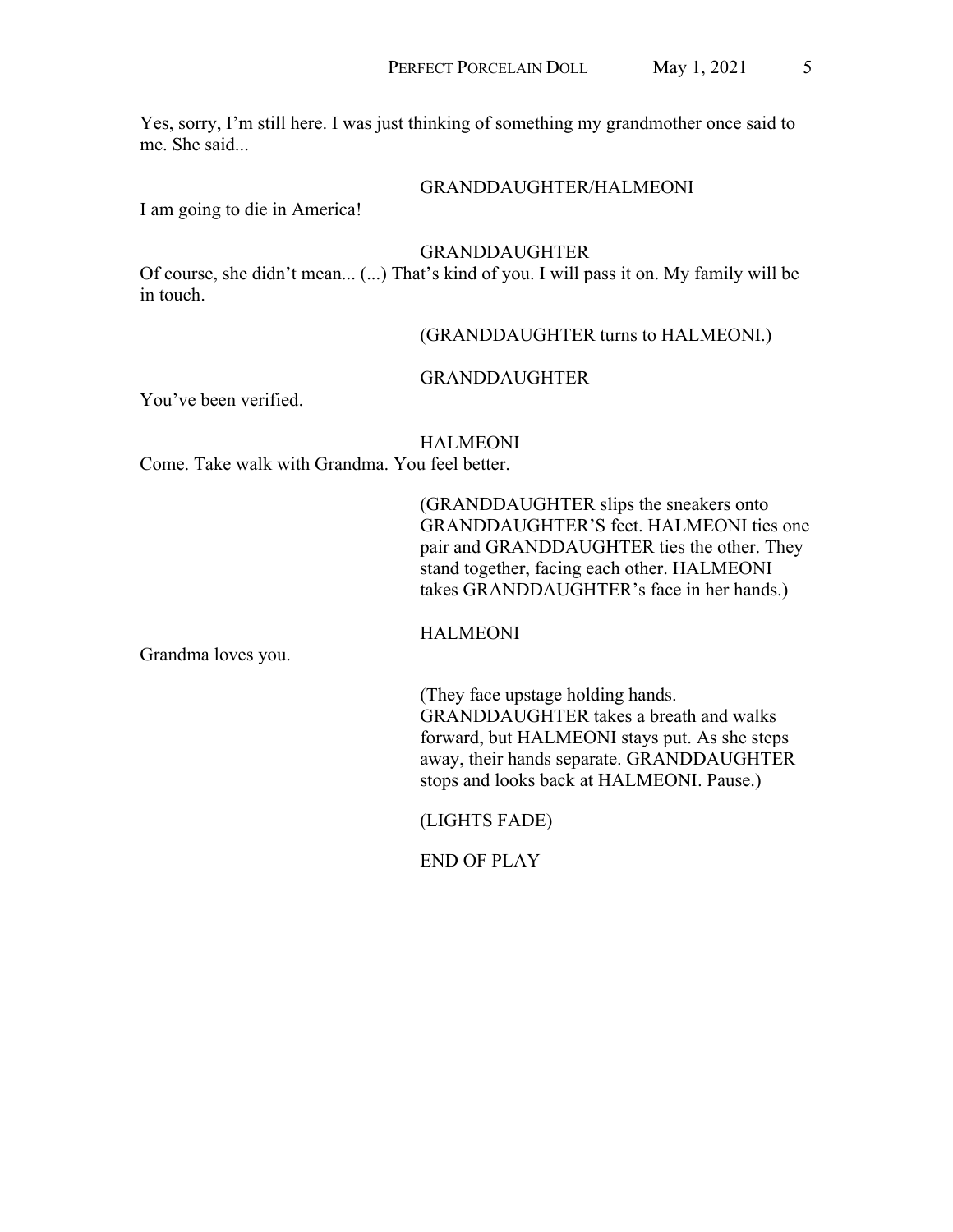Yes, sorry, I'm still here. I was just thinking of something my grandmother once said to me. She said...

GRANDDAUGHTER/HALMEONI

I am going to die in America!

GRANDDAUGHTER

Of course, she didn't mean... (...) That's kind of you. I will pass it on. My family will be in touch.

(GRANDDAUGHTER turns to HALMEONI.)

GRANDDAUGHTER

You've been verified.

HALMEONI

Come. Take walk with Grandma. You feel better.

(GRANDDAUGHTER slips the sneakers onto GRANDDAUGHTER'S feet. HALMEONI ties one pair and GRANDDAUGHTER ties the other. They stand together, facing each other. HALMEONI takes GRANDDAUGHTER's face in her hands.)

HALMEONI

Grandma loves you.

(They face upstage holding hands. GRANDDAUGHTER takes a breath and walks forward, but HALMEONI stays put. As she steps away, their hands separate. GRANDDAUGHTER stops and looks back at HALMEONI. Pause.)

(LIGHTS FADE)

END OF PLAY